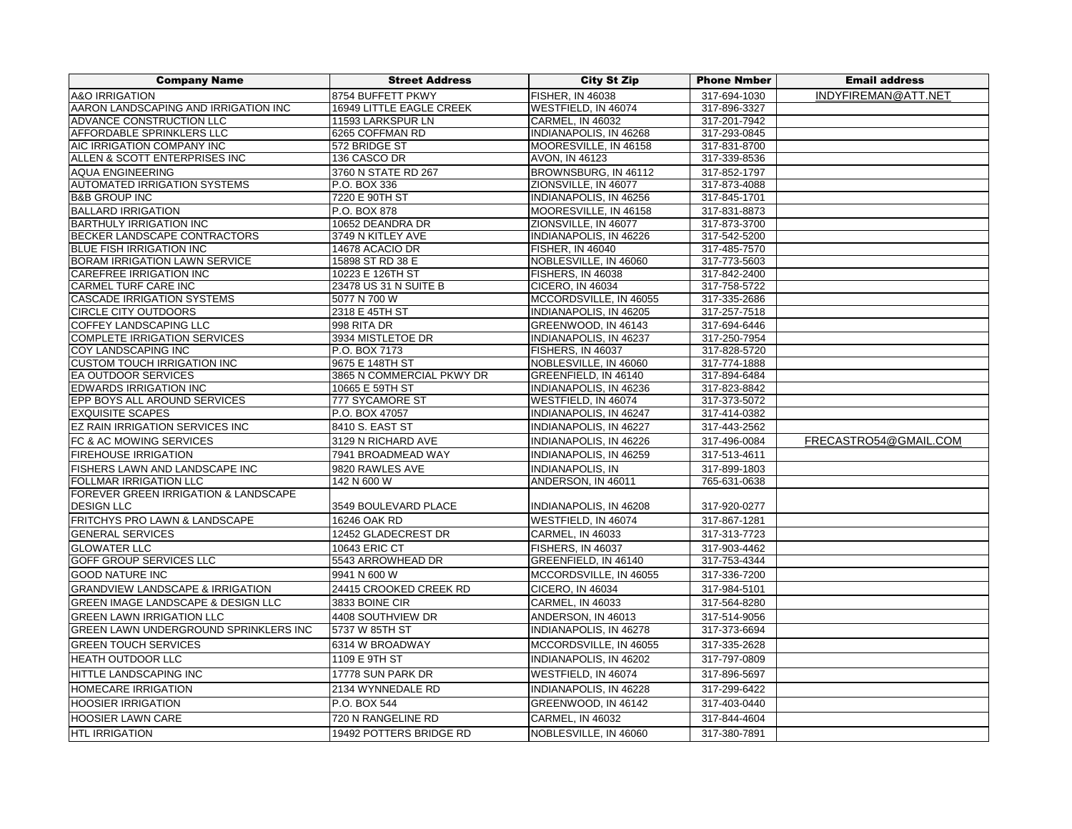| Company Name | Street Address | City St Zip | Phone Nmber | Email address |
| --- | --- | --- | --- | --- |
| A&O IRRIGATION | 8754 BUFFETT PKWY | FISHER, IN 46038 | 317-694-1030 | INDYFIREMAN@ATT.NET |
| AARON LANDSCAPING AND IRRIGATION INC | 16949 LITTLE EAGLE CREEK | WESTFIELD, IN 46074 | 317-896-3327 | |
| ADVANCE CONSTRUCTION LLC | 11593 LARKSPUR LN | CARMEL, IN 46032 | 317-201-7942 | |
| AFFORDABLE SPRINKLERS LLC | 6265 COFFMAN RD | INDIANAPOLIS, IN 46268 | 317-293-0845 | |
| AIC IRRIGATION COMPANY INC | 572 BRIDGE ST | MOORESVILLE, IN 46158 | 317-831-8700 | |
| ALLEN & SCOTT ENTERPRISES INC | 136 CASCO DR | AVON, IN 46123 | 317-339-8536 | |
| AQUA ENGINEERING | 3760 N STATE RD 267 | BROWNSBURG, IN 46112 | 317-852-1797 | |
| AUTOMATED IRRIGATION SYSTEMS | P.O. BOX 336 | ZIONSVILLE, IN 46077 | 317-873-4088 | |
| B&B GROUP INC | 7220 E 90TH ST | INDIANAPOLIS, IN 46256 | 317-845-1701 | |
| BALLARD IRRIGATION | P.O. BOX 878 | MOORESVILLE, IN 46158 | 317-831-8873 | |
| BARTHULY IRRIGATION INC | 10652 DEANDRA DR | ZIONSVILLE, IN 46077 | 317-873-3700 | |
| BECKER LANDSCAPE CONTRACTORS | 3749 N KITLEY AVE | INDIANAPOLIS, IN 46226 | 317-542-5200 | |
| BLUE FISH IRRIGATION INC | 14678 ACACIO DR | FISHER, IN 46040 | 317-485-7570 | |
| BORAM IRRIGATION LAWN SERVICE | 15898 ST RD 38 E | NOBLESVILLE, IN 46060 | 317-773-5603 | |
| CAREFREE IRRIGATION INC | 10223 E 126TH ST | FISHERS, IN 46038 | 317-842-2400 | |
| CARMEL TURF CARE INC | 23478 US 31 N SUITE B | CICERO, IN 46034 | 317-758-5722 | |
| CASCADE IRRIGATION SYSTEMS | 5077 N 700 W | MCCORDSVILLE, IN 46055 | 317-335-2686 | |
| CIRCLE CITY OUTDOORS | 2318 E 45TH ST | INDIANAPOLIS, IN 46205 | 317-257-7518 | |
| COFFEY LANDSCAPING LLC | 998 RITA DR | GREENWOOD, IN 46143 | 317-694-6446 | |
| COMPLETE IRRIGATION SERVICES | 3934 MISTLETOE DR | INDIANAPOLIS, IN 46237 | 317-250-7954 | |
| COY LANDSCAPING INC | P.O. BOX 7173 | FISHERS, IN 46037 | 317-828-5720 | |
| CUSTOM TOUCH IRRIGATION INC | 9675 E 148TH ST | NOBLESVILLE, IN 46060 | 317-774-1888 | |
| EA OUTDOOR SERVICES | 3865 N COMMERCIAL PKWY DR | GREENFIELD, IN 46140 | 317-894-6484 | |
| EDWARDS IRRIGATION INC | 10665 E 59TH ST | INDIANAPOLIS, IN 46236 | 317-823-8842 | |
| EPP BOYS ALL AROUND SERVICES | 777 SYCAMORE ST | WESTFIELD, IN 46074 | 317-373-5072 | |
| EXQUISITE SCAPES | P.O. BOX 47057 | INDIANAPOLIS, IN 46247 | 317-414-0382 | |
| EZ RAIN IRRIGATION SERVICES INC | 8410 S. EAST ST | INDIANAPOLIS, IN 46227 | 317-443-2562 | |
| FC & AC MOWING SERVICES | 3129 N RICHARD AVE | INDIANAPOLIS, IN 46226 | 317-496-0084 | FRECASTRO54@GMAIL.COM |
| FIREHOUSE IRRIGATION | 7941 BROADMEAD WAY | INDIANAPOLIS, IN 46259 | 317-513-4611 | |
| FISHERS LAWN AND LANDSCAPE INC | 9820 RAWLES AVE | INDIANAPOLIS, IN | 317-899-1803 | |
| FOLLMAR IRRIGATION LLC | 142 N 600 W | ANDERSON, IN 46011 | 765-631-0638 | |
| FOREVER GREEN IRRIGATION & LANDSCAPE DESIGN LLC | 3549 BOULEVARD PLACE | INDIANAPOLIS, IN 46208 | 317-920-0277 | |
| FRITCHYS PRO LAWN & LANDSCAPE | 16246 OAK RD | WESTFIELD, IN 46074 | 317-867-1281 | |
| GENERAL SERVICES | 12452 GLADECREST DR | CARMEL, IN 46033 | 317-313-7723 | |
| GLOWATER LLC | 10643 ERIC CT | FISHERS, IN 46037 | 317-903-4462 | |
| GOFF GROUP SERVICES LLC | 5543 ARROWHEAD DR | GREENFIELD, IN 46140 | 317-753-4344 | |
| GOOD NATURE INC | 9941 N 600 W | MCCORDSVILLE, IN 46055 | 317-336-7200 | |
| GRANDVIEW LANDSCAPE & IRRIGATION | 24415 CROOKED CREEK RD | CICERO, IN 46034 | 317-984-5101 | |
| GREEN IMAGE LANDSCAPE & DESIGN LLC | 3833 BOINE CIR | CARMEL, IN 46033 | 317-564-8280 | |
| GREEN LAWN IRRIGATION LLC | 4408 SOUTHVIEW DR | ANDERSON, IN 46013 | 317-514-9056 | |
| GREEN LAWN UNDERGROUND SPRINKLERS INC | 5737 W 85TH ST | INDIANAPOLIS, IN 46278 | 317-373-6694 | |
| GREEN TOUCH SERVICES | 6314 W BROADWAY | MCCORDSVILLE, IN 46055 | 317-335-2628 | |
| HEATH OUTDOOR LLC | 1109 E 9TH ST | INDIANAPOLIS, IN 46202 | 317-797-0809 | |
| HITTLE LANDSCAPING INC | 17778 SUN PARK DR | WESTFIELD, IN 46074 | 317-896-5697 | |
| HOMECARE IRRIGATION | 2134 WYNNEDALE RD | INDIANAPOLIS, IN 46228 | 317-299-6422 | |
| HOOSIER IRRIGATION | P.O. BOX 544 | GREENWOOD, IN 46142 | 317-403-0440 | |
| HOOSIER LAWN CARE | 720 N RANGELINE RD | CARMEL, IN 46032 | 317-844-4604 | |
| HTL IRRIGATION | 19492 POTTERS BRIDGE RD | NOBLESVILLE, IN 46060 | 317-380-7891 | |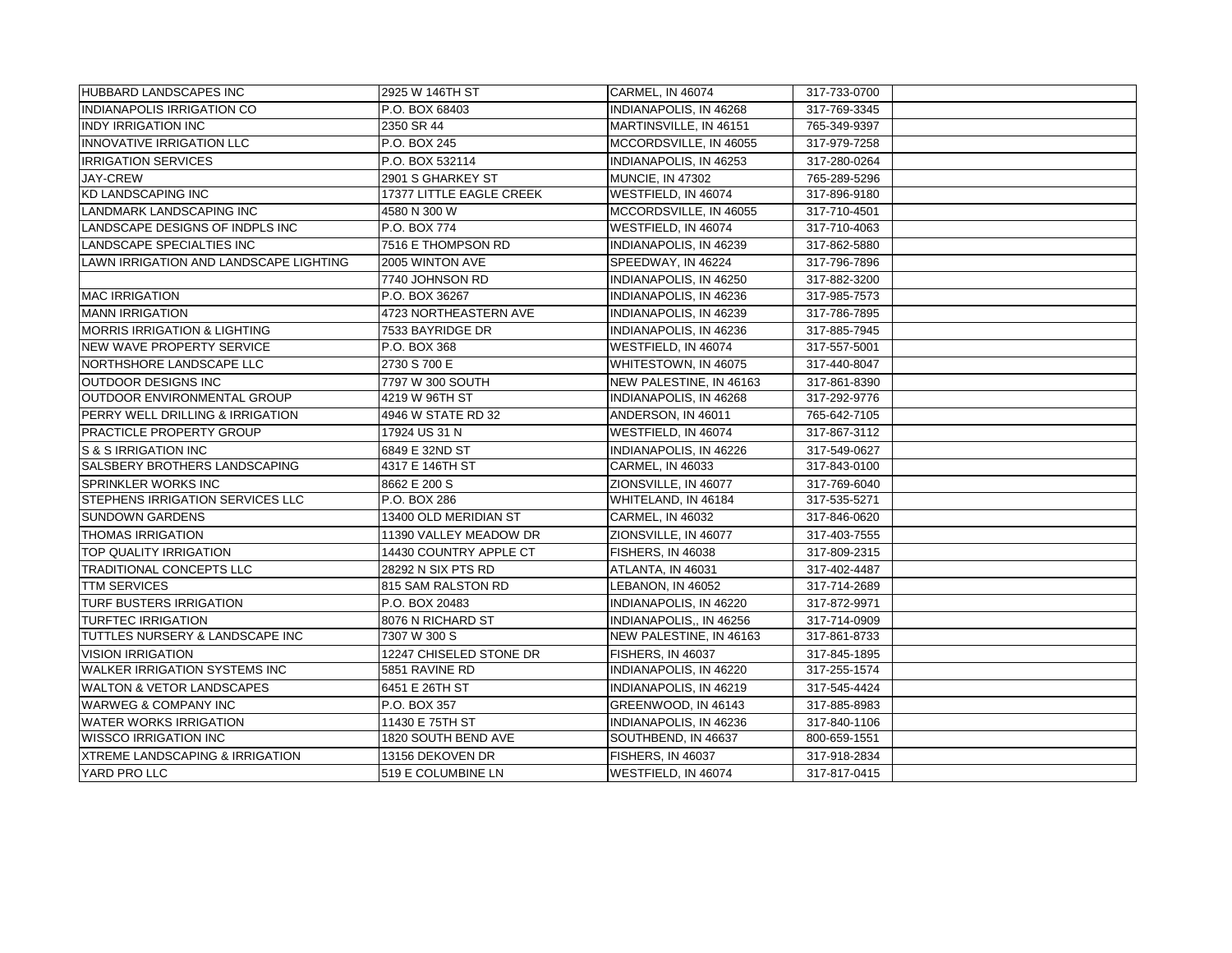| | | | | |
|---|---|---|---|---|
| HUBBARD LANDSCAPES INC | 2925 W 146TH ST | CARMEL, IN 46074 | 317-733-0700 | |
| INDIANAPOLIS IRRIGATION CO | P.O. BOX 68403 | INDIANAPOLIS, IN 46268 | 317-769-3345 | |
| INDY IRRIGATION INC | 2350 SR 44 | MARTINSVILLE, IN 46151 | 765-349-9397 | |
| INNOVATIVE IRRIGATION LLC | P.O. BOX 245 | MCCORDSVILLE, IN 46055 | 317-979-7258 | |
| IRRIGATION SERVICES | P.O. BOX 532114 | INDIANAPOLIS, IN 46253 | 317-280-0264 | |
| JAY-CREW | 2901 S GHARKEY ST | MUNCIE, IN 47302 | 765-289-5296 | |
| KD LANDSCAPING INC | 17377 LITTLE EAGLE CREEK | WESTFIELD, IN 46074 | 317-896-9180 | |
| LANDMARK LANDSCAPING INC | 4580 N 300 W | MCCORDSVILLE, IN 46055 | 317-710-4501 | |
| LANDSCAPE DESIGNS OF INDPLS INC | P.O. BOX 774 | WESTFIELD, IN 46074 | 317-710-4063 | |
| LANDSCAPE SPECIALTIES INC | 7516 E THOMPSON RD | INDIANAPOLIS, IN 46239 | 317-862-5880 | |
| LAWN IRRIGATION AND LANDSCAPE LIGHTING | 2005 WINTON AVE | SPEEDWAY, IN 46224 | 317-796-7896 | |
| | 7740 JOHNSON RD | INDIANAPOLIS, IN 46250 | 317-882-3200 | |
| MAC IRRIGATION | P.O. BOX 36267 | INDIANAPOLIS, IN 46236 | 317-985-7573 | |
| MANN IRRIGATION | 4723 NORTHEASTERN AVE | INDIANAPOLIS, IN 46239 | 317-786-7895 | |
| MORRIS IRRIGATION & LIGHTING | 7533 BAYRIDGE DR | INDIANAPOLIS, IN 46236 | 317-885-7945 | |
| NEW WAVE PROPERTY SERVICE | P.O. BOX 368 | WESTFIELD, IN 46074 | 317-557-5001 | |
| NORTHSHORE LANDSCAPE LLC | 2730 S 700 E | WHITESTOWN, IN 46075 | 317-440-8047 | |
| OUTDOOR DESIGNS INC | 7797 W 300 SOUTH | NEW PALESTINE, IN 46163 | 317-861-8390 | |
| OUTDOOR ENVIRONMENTAL GROUP | 4219 W 96TH ST | INDIANAPOLIS, IN 46268 | 317-292-9776 | |
| PERRY WELL DRILLING & IRRIGATION | 4946 W STATE RD 32 | ANDERSON, IN 46011 | 765-642-7105 | |
| PRACTICLE PROPERTY GROUP | 17924 US 31 N | WESTFIELD, IN 46074 | 317-867-3112 | |
| S & S IRRIGATION INC | 6849 E 32ND ST | INDIANAPOLIS, IN 46226 | 317-549-0627 | |
| SALSBERY BROTHERS LANDSCAPING | 4317 E 146TH ST | CARMEL, IN 46033 | 317-843-0100 | |
| SPRINKLER WORKS INC | 8662 E 200 S | ZIONSVILLE, IN 46077 | 317-769-6040 | |
| STEPHENS IRRIGATION SERVICES LLC | P.O. BOX 286 | WHITELAND, IN 46184 | 317-535-5271 | |
| SUNDOWN GARDENS | 13400 OLD MERIDIAN ST | CARMEL, IN 46032 | 317-846-0620 | |
| THOMAS IRRIGATION | 11390 VALLEY MEADOW DR | ZIONSVILLE, IN 46077 | 317-403-7555 | |
| TOP QUALITY IRRIGATION | 14430 COUNTRY APPLE CT | FISHERS, IN 46038 | 317-809-2315 | |
| TRADITIONAL CONCEPTS LLC | 28292 N SIX PTS RD | ATLANTA, IN 46031 | 317-402-4487 | |
| TTM SERVICES | 815 SAM RALSTON RD | LEBANON, IN 46052 | 317-714-2689 | |
| TURF BUSTERS IRRIGATION | P.O. BOX 20483 | INDIANAPOLIS, IN 46220 | 317-872-9971 | |
| TURFTEC IRRIGATION | 8076 N RICHARD ST | INDIANAPOLIS,, IN 46256 | 317-714-0909 | |
| TUTTLES NURSERY & LANDSCAPE INC | 7307 W 300 S | NEW PALESTINE, IN 46163 | 317-861-8733 | |
| VISION IRRIGATION | 12247 CHISELED STONE DR | FISHERS, IN 46037 | 317-845-1895 | |
| WALKER IRRIGATION SYSTEMS INC | 5851 RAVINE RD | INDIANAPOLIS, IN 46220 | 317-255-1574 | |
| WALTON & VETOR LANDSCAPES | 6451 E 26TH ST | INDIANAPOLIS, IN 46219 | 317-545-4424 | |
| WARWEG & COMPANY INC | P.O. BOX 357 | GREENWOOD, IN 46143 | 317-885-8983 | |
| WATER WORKS IRRIGATION | 11430 E 75TH ST | INDIANAPOLIS, IN 46236 | 317-840-1106 | |
| WISSCO IRRIGATION INC | 1820 SOUTH BEND AVE | SOUTHBEND, IN 46637 | 800-659-1551 | |
| XTREME LANDSCAPING & IRRIGATION | 13156 DEKOVEN DR | FISHERS, IN 46037 | 317-918-2834 | |
| YARD PRO LLC | 519 E COLUMBINE LN | WESTFIELD, IN 46074 | 317-817-0415 | |